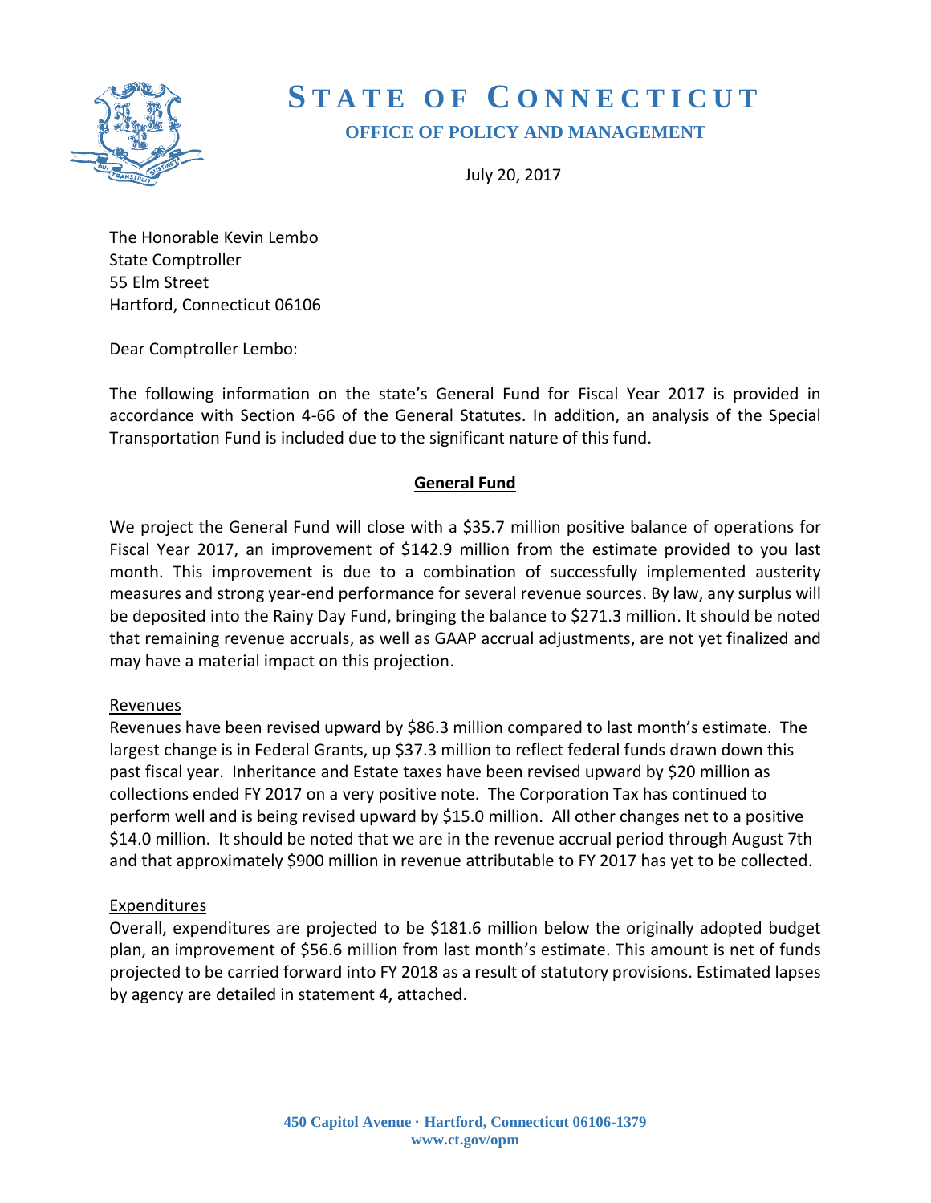# STATE OF CONNECTICUT

## OFFICE OF POLICY AND MANAGEMENT

July 20, 2017

The Honorable Kevin Lembo
State Comptroller
55 Elm Street
Hartford, Connecticut 06106

Dear Comptroller Lembo:

The following information on the state's General Fund for Fiscal Year 2017 is provided in accordance with Section 4-66 of the General Statutes. In addition, an analysis of the Special Transportation Fund is included due to the significant nature of this fund.

### General Fund

We project the General Fund will close with a $35.7 million positive balance of operations for Fiscal Year 2017, an improvement of $142.9 million from the estimate provided to you last month. This improvement is due to a combination of successfully implemented austerity measures and strong year-end performance for several revenue sources. By law, any surplus will be deposited into the Rainy Day Fund, bringing the balance to $271.3 million. It should be noted that remaining revenue accruals, as well as GAAP accrual adjustments, are not yet finalized and may have a material impact on this projection.

#### Revenues

Revenues have been revised upward by $86.3 million compared to last month's estimate. The largest change is in Federal Grants, up $37.3 million to reflect federal funds drawn down this past fiscal year. Inheritance and Estate taxes have been revised upward by $20 million as collections ended FY 2017 on a very positive note. The Corporation Tax has continued to perform well and is being revised upward by $15.0 million. All other changes net to a positive $14.0 million. It should be noted that we are in the revenue accrual period through August 7th and that approximately $900 million in revenue attributable to FY 2017 has yet to be collected.

#### Expenditures

Overall, expenditures are projected to be $181.6 million below the originally adopted budget plan, an improvement of $56.6 million from last month's estimate. This amount is net of funds projected to be carried forward into FY 2018 as a result of statutory provisions. Estimated lapses by agency are detailed in statement 4, attached.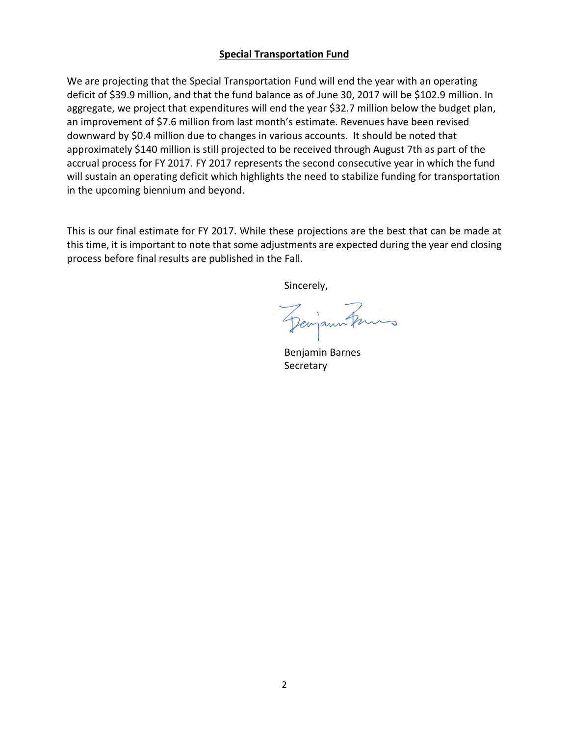## Special Transportation Fund

We are projecting that the Special Transportation Fund will end the year with an operating deficit of $39.9 million, and that the fund balance as of June 30, 2017 will be $102.9 million. In aggregate, we project that expenditures will end the year $32.7 million below the budget plan, an improvement of $7.6 million from last month's estimate. Revenues have been revised downward by $0.4 million due to changes in various accounts. It should be noted that approximately $140 million is still projected to be received through August 7th as part of the accrual process for FY 2017. FY 2017 represents the second consecutive year in which the fund will sustain an operating deficit which highlights the need to stabilize funding for transportation in the upcoming biennium and beyond.

This is our final estimate for FY 2017. While these projections are the best that can be made at this time, it is important to note that some adjustments are expected during the year end closing process before final results are published in the Fall.

Sincerely,

Benjamin Barnes
Secretary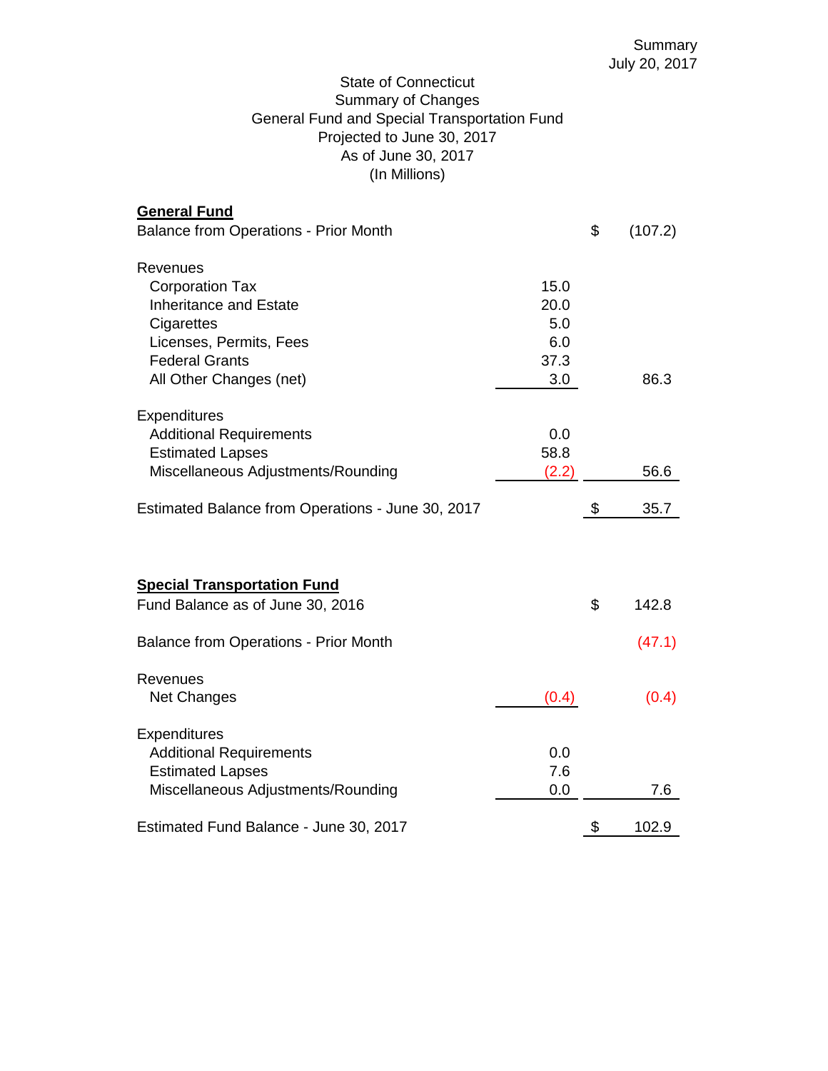Summary
July 20, 2017

State of Connecticut
Summary of Changes
General Fund and Special Transportation Fund
Projected to June 30, 2017
As of June 30, 2017
(In Millions)

| | | |
|---|---|---|
| **General Fund** | | |
| Balance from Operations - Prior Month | | $ (107.2) |
| Revenues | | |
| Corporation Tax | 15.0 | |
| Inheritance and Estate | 20.0 | |
| Cigarettes | 5.0 | |
| Licenses, Permits, Fees | 6.0 | |
| Federal Grants | 37.3 | |
| All Other Changes (net) | 3.0 | 86.3 |
| Expenditures | | |
| Additional Requirements | 0.0 | |
| Estimated Lapses | 58.8 | |
| Miscellaneous Adjustments/Rounding | (2.2) | 56.6 |
| Estimated Balance from Operations - June 30, 2017 | | $ 35.7 |

| | | |
|---|---|---|
| **Special Transportation Fund** | | |
| Fund Balance as of June 30, 2016 | | $ 142.8 |
| Balance from Operations - Prior Month | | (47.1) |
| Revenues | | |
| Net Changes | (0.4) | (0.4) |
| Expenditures | | |
| Additional Requirements | 0.0 | |
| Estimated Lapses | 7.6 | |
| Miscellaneous Adjustments/Rounding | 0.0 | 7.6 |
| Estimated Fund Balance - June 30, 2017 | | $ 102.9 |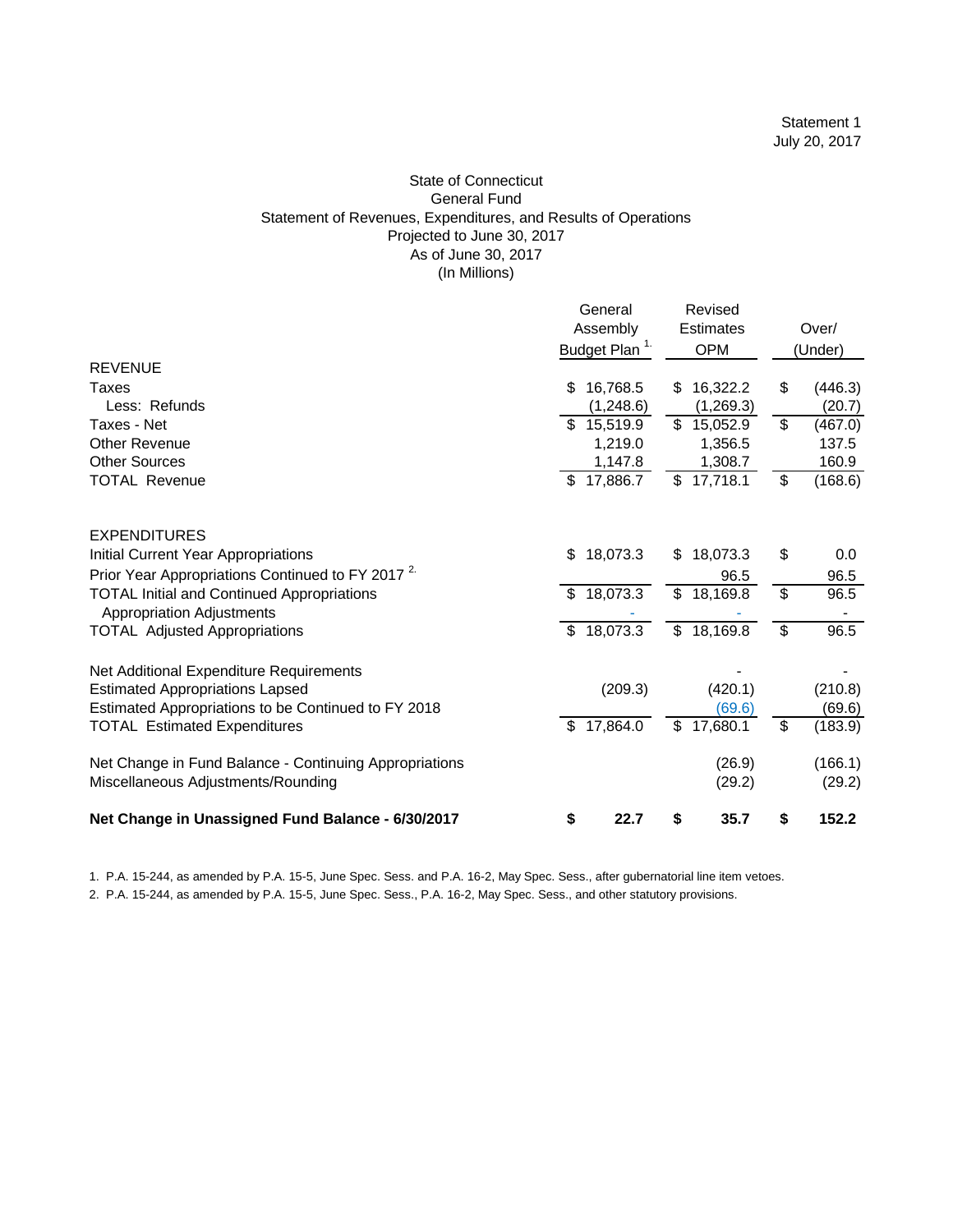Statement 1
July 20, 2017

# State of Connecticut
## General Fund
### Statement of Revenues, Expenditures, and Results of Operations
Projected to June 30, 2017
As of June 30, 2017
(In Millions)

| | General Assembly Budget Plan [1.] | Revised Estimates OPM | Over/ (Under) |
|---|---|---|---|
| **REVENUE** | | | |
| Taxes | $ 16,768.5 | $ 16,322.2 | $ (446.3) |
| Less: Refunds | (1,248.6) | (1,269.3) | (20.7) |
| Taxes - Net | $ 15,519.9 | $ 15,052.9 | $ (467.0) |
| Other Revenue | 1,219.0 | 1,356.5 | 137.5 |
| Other Sources | 1,147.8 | 1,308.7 | 160.9 |
| TOTAL Revenue | $ 17,886.7 | $ 17,718.1 | $ (168.6) |
| | | | |
| **EXPENDITURES** | | | |
| Initial Current Year Appropriations | $ 18,073.3 | $ 18,073.3 | $ 0.0 |
| Prior Year Appropriations Continued to FY 2017 [2.] | | 96.5 | 96.5 |
| TOTAL Initial and Continued Appropriations | $ 18,073.3 | $ 18,169.8 | $ 96.5 |
| Appropriation Adjustments | - | - | - |
| TOTAL Adjusted Appropriations | $ 18,073.3 | $ 18,169.8 | $ 96.5 |
| | | | |
| Net Additional Expenditure Requirements | | - | - |
| Estimated Appropriations Lapsed | (209.3) | (420.1) | (210.8) |
| Estimated Appropriations to be Continued to FY 2018 | | (69.6) | (69.6) |
| TOTAL Estimated Expenditures | $ 17,864.0 | $ 17,680.1 | $ (183.9) |
| | | | |
| Net Change in Fund Balance - Continuing Appropriations | | (26.9) | (166.1) |
| Miscellaneous Adjustments/Rounding | | (29.2) | (29.2) |
| | | | |
| **Net Change in Unassigned Fund Balance - 6/30/2017** | **$ 22.7** | **$ 35.7** | **$ 152.2** |

1. P.A. 15-244, as amended by P.A. 15-5, June Spec. Sess. and P.A. 16-2, May Spec. Sess., after gubernatorial line item vetoes.

2. P.A. 15-244, as amended by P.A. 15-5, June Spec. Sess., P.A. 16-2, May Spec. Sess., and other statutory provisions.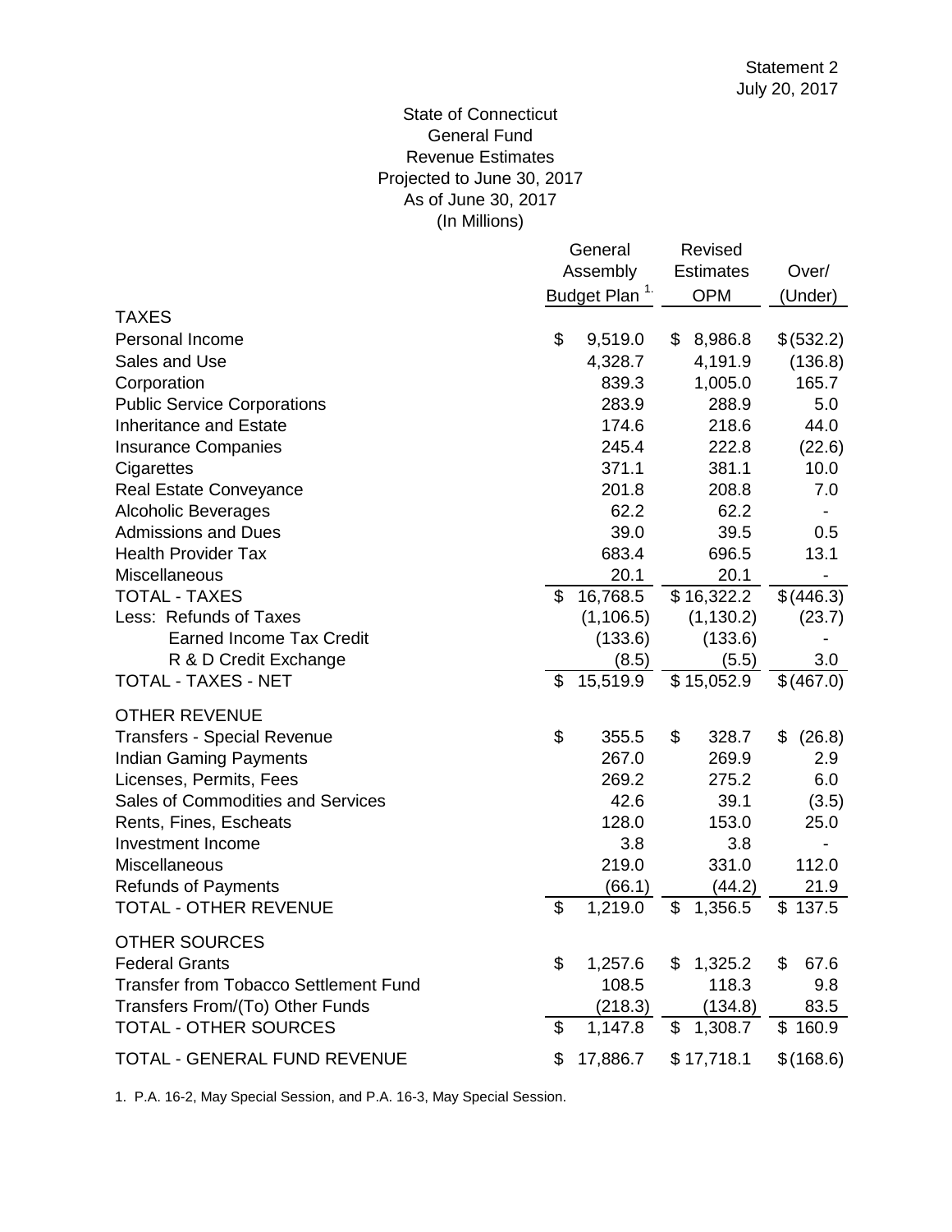Statement 2
July 20, 2017

State of Connecticut
General Fund
Revenue Estimates
Projected to June 30, 2017
As of June 30, 2017
(In Millions)

| | General Assembly Budget Plan [1.] | Revised Estimates OPM | Over/ (Under) |
|---|---|---|---|
| TAXES | | | |
| Personal Income | $ 9,519.0 | $ 8,986.8 | $ (532.2) |
| Sales and Use | 4,328.7 | 4,191.9 | (136.8) |
| Corporation | 839.3 | 1,005.0 | 165.7 |
| Public Service Corporations | 283.9 | 288.9 | 5.0 |
| Inheritance and Estate | 174.6 | 218.6 | 44.0 |
| Insurance Companies | 245.4 | 222.8 | (22.6) |
| Cigarettes | 371.1 | 381.1 | 10.0 |
| Real Estate Conveyance | 201.8 | 208.8 | 7.0 |
| Alcoholic Beverages | 62.2 | 62.2 | - |
| Admissions and Dues | 39.0 | 39.5 | 0.5 |
| Health Provider Tax | 683.4 | 696.5 | 13.1 |
| Miscellaneous | 20.1 | 20.1 | - |
| TOTAL - TAXES | $ 16,768.5 | $ 16,322.2 | $ (446.3) |
| Less: Refunds of Taxes | (1,106.5) | (1,130.2) | (23.7) |
| Earned Income Tax Credit | (133.6) | (133.6) | - |
| R & D Credit Exchange | (8.5) | (5.5) | 3.0 |
| TOTAL - TAXES - NET | $ 15,519.9 | $ 15,052.9 | $ (467.0) |
| OTHER REVENUE | | | |
| Transfers - Special Revenue | $ 355.5 | $ 328.7 | $ (26.8) |
| Indian Gaming Payments | 267.0 | 269.9 | 2.9 |
| Licenses, Permits, Fees | 269.2 | 275.2 | 6.0 |
| Sales of Commodities and Services | 42.6 | 39.1 | (3.5) |
| Rents, Fines, Escheats | 128.0 | 153.0 | 25.0 |
| Investment Income | 3.8 | 3.8 | - |
| Miscellaneous | 219.0 | 331.0 | 112.0 |
| Refunds of Payments | (66.1) | (44.2) | 21.9 |
| TOTAL - OTHER REVENUE | $ 1,219.0 | $ 1,356.5 | $ 137.5 |
| OTHER SOURCES | | | |
| Federal Grants | $ 1,257.6 | $ 1,325.2 | $ 67.6 |
| Transfer from Tobacco Settlement Fund | 108.5 | 118.3 | 9.8 |
| Transfers From/(To) Other Funds | (218.3) | (134.8) | 83.5 |
| TOTAL - OTHER SOURCES | $ 1,147.8 | $ 1,308.7 | $ 160.9 |
| TOTAL - GENERAL FUND REVENUE | $ 17,886.7 | $ 17,718.1 | $ (168.6) |

1. P.A. 16-2, May Special Session, and P.A. 16-3, May Special Session.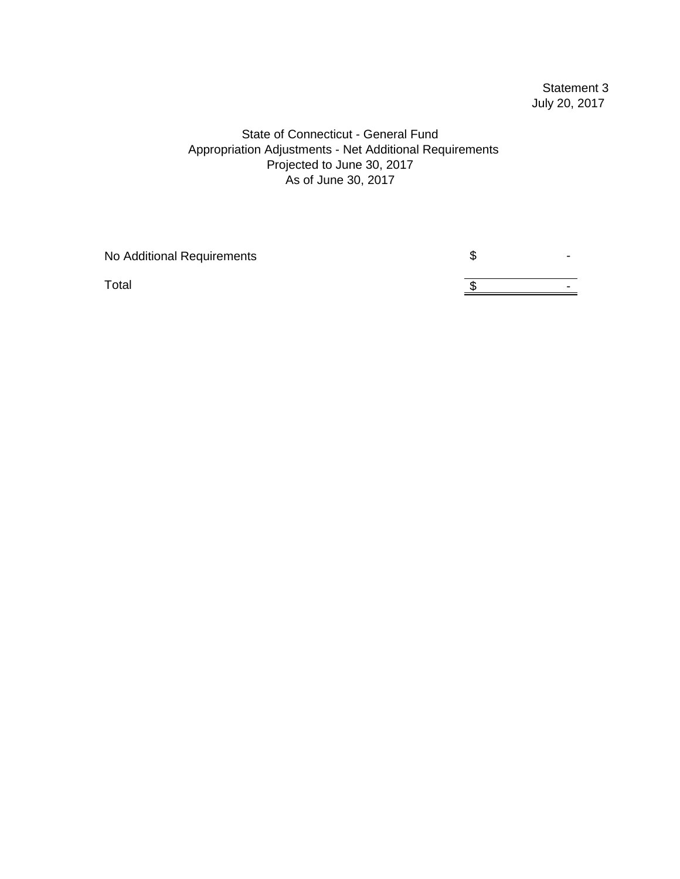Statement 3
July 20, 2017

State of Connecticut - General Fund
Appropriation Adjustments - Net Additional Requirements
Projected to June 30, 2017
As of June 30, 2017

| | |
|---|---|
| No Additional Requirements | $ - |
| Total | $ - |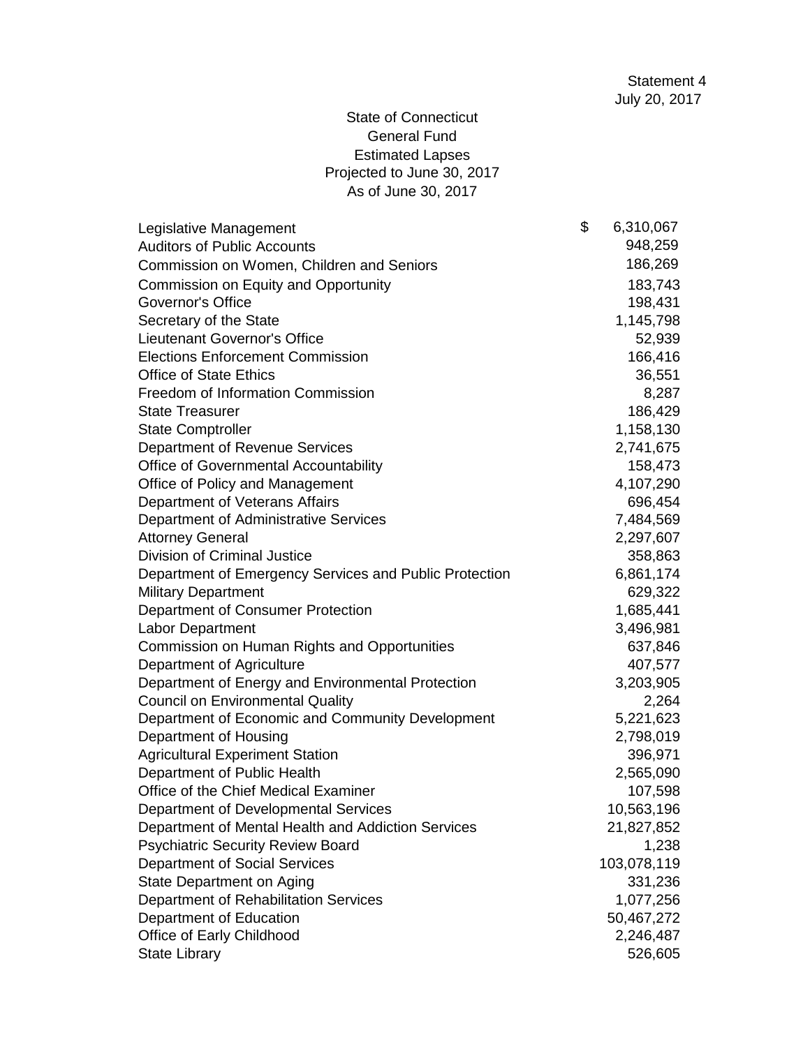Statement 4
July 20, 2017

State of Connecticut
General Fund
Estimated Lapses
Projected to June 30, 2017
As of June 30, 2017

| | |
|---|---|
| Legislative Management | $ 6,310,067 |
| Auditors of Public Accounts | 948,259 |
| Commission on Women, Children and Seniors | 186,269 |
| Commission on Equity and Opportunity | 183,743 |
| Governor's Office | 198,431 |
| Secretary of the State | 1,145,798 |
| Lieutenant Governor's Office | 52,939 |
| Elections Enforcement Commission | 166,416 |
| Office of State Ethics | 36,551 |
| Freedom of Information Commission | 8,287 |
| State Treasurer | 186,429 |
| State Comptroller | 1,158,130 |
| Department of Revenue Services | 2,741,675 |
| Office of Governmental Accountability | 158,473 |
| Office of Policy and Management | 4,107,290 |
| Department of Veterans Affairs | 696,454 |
| Department of Administrative Services | 7,484,569 |
| Attorney General | 2,297,607 |
| Division of Criminal Justice | 358,863 |
| Department of Emergency Services and Public Protection | 6,861,174 |
| Military Department | 629,322 |
| Department of Consumer Protection | 1,685,441 |
| Labor Department | 3,496,981 |
| Commission on Human Rights and Opportunities | 637,846 |
| Department of Agriculture | 407,577 |
| Department of Energy and Environmental Protection | 3,203,905 |
| Council on Environmental Quality | 2,264 |
| Department of Economic and Community Development | 5,221,623 |
| Department of Housing | 2,798,019 |
| Agricultural Experiment Station | 396,971 |
| Department of Public Health | 2,565,090 |
| Office of the Chief Medical Examiner | 107,598 |
| Department of Developmental Services | 10,563,196 |
| Department of Mental Health and Addiction Services | 21,827,852 |
| Psychiatric Security Review Board | 1,238 |
| Department of Social Services | 103,078,119 |
| State Department on Aging | 331,236 |
| Department of Rehabilitation Services | 1,077,256 |
| Department of Education | 50,467,272 |
| Office of Early Childhood | 2,246,487 |
| State Library | 526,605 |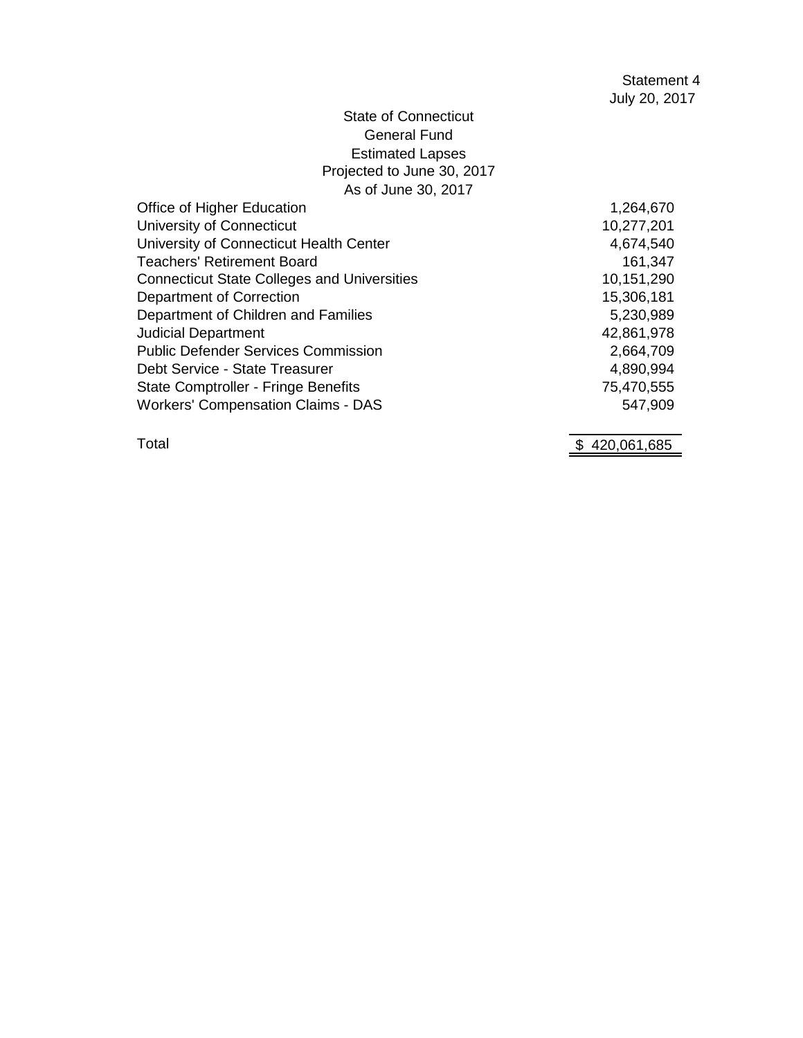Statement 4
July 20, 2017

State of Connecticut
General Fund
Estimated Lapses
Projected to June 30, 2017
As of June 30, 2017

| | |
|---|---:|
| Office of Higher Education | 1,264,670 |
| University of Connecticut | 10,277,201 |
| University of Connecticut Health Center | 4,674,540 |
| Teachers' Retirement Board | 161,347 |
| Connecticut State Colleges and Universities | 10,151,290 |
| Department of Correction | 15,306,181 |
| Department of Children and Families | 5,230,989 |
| Judicial Department | 42,861,978 |
| Public Defender Services Commission | 2,664,709 |
| Debt Service - State Treasurer | 4,890,994 |
| State Comptroller - Fringe Benefits | 75,470,555 |
| Workers' Compensation Claims - DAS | 547,909 |
| Total | $ 420,061,685 |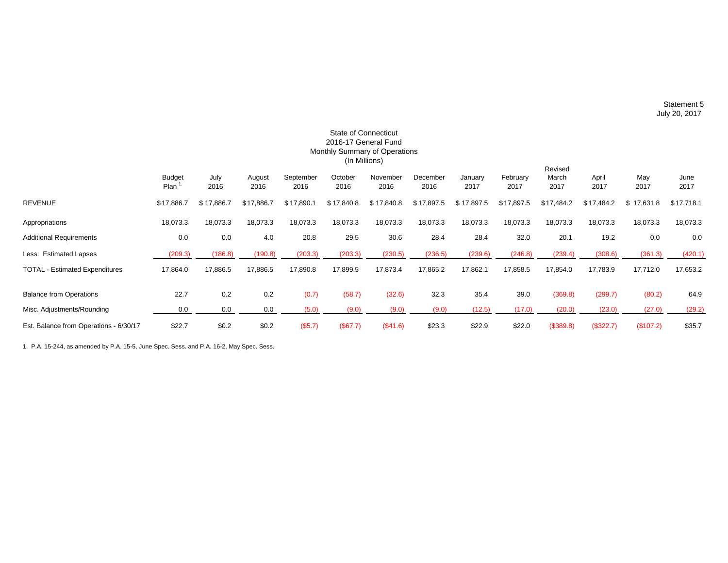Statement 5
July 20, 2017

## State of Connecticut
## 2016-17 General Fund
## Monthly Summary of Operations
## (In Millions)

| | Budget Plan [1] | July 2016 | August 2016 | September 2016 | October 2016 | November 2016 | December 2016 | January 2017 | February 2017 | Revised March 2017 | April 2017 | May 2017 | June 2017 |
|---|---|---|---|---|---|---|---|---|---|---|---|---|---|
| REVENUE | $17,886.7 | $ 17,886.7 | $17,886.7 | $ 17,890.1 | $ 17,840.8 | $ 17,840.8 | $ 17,897.5 | $ 17,897.5 | $17,897.5 | $17,484.2 | $ 17,484.2 | $ 17,631.8 | $17,718.1 |
| Appropriations | 18,073.3 | 18,073.3 | 18,073.3 | 18,073.3 | 18,073.3 | 18,073.3 | 18,073.3 | 18,073.3 | 18,073.3 | 18,073.3 | 18,073.3 | 18,073.3 | 18,073.3 |
| Additional Requirements | 0.0 | 0.0 | 4.0 | 20.8 | 29.5 | 30.6 | 28.4 | 28.4 | 32.0 | 20.1 | 19.2 | 0.0 | 0.0 |
| Less: Estimated Lapses | (209.3) | (186.8) | (190.8) | (203.3) | (203.3) | (230.5) | (236.5) | (239.6) | (246.8) | (239.4) | (308.6) | (361.3) | (420.1) |
| TOTAL - Estimated Expenditures | 17,864.0 | 17,886.5 | 17,886.5 | 17,890.8 | 17,899.5 | 17,873.4 | 17,865.2 | 17,862.1 | 17,858.5 | 17,854.0 | 17,783.9 | 17,712.0 | 17,653.2 |
| Balance from Operations | 22.7 | 0.2 | 0.2 | (0.7) | (58.7) | (32.6) | 32.3 | 35.4 | 39.0 | (369.8) | (299.7) | (80.2) | 64.9 |
| Misc. Adjustments/Rounding | 0.0 | 0.0 | 0.0 | (5.0) | (9.0) | (9.0) | (9.0) | (12.5) | (17.0) | (20.0) | (23.0) | (27.0) | (29.2) |
| Est. Balance from Operations - 6/30/17 | $22.7 | $0.2 | $0.2 | ($5.7) | ($67.7) | ($41.6) | $23.3 | $22.9 | $22.0 | ($389.8) | ($322.7) | ($107.2) | $35.7 |

1. P.A. 15-244, as amended by P.A. 15-5, June Spec. Sess. and P.A. 16-2, May Spec. Sess.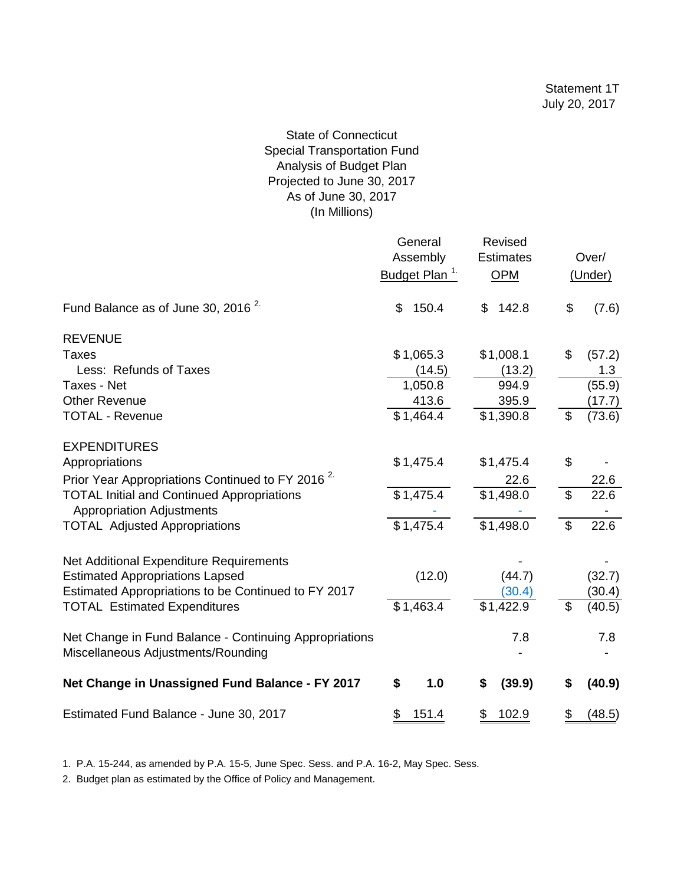Statement 1T
July 20, 2017

# State of Connecticut
## Special Transportation Fund
## Analysis of Budget Plan
### Projected to June 30, 2017
### As of June 30, 2017
### (In Millions)

| | General Assembly Budget Plan [1] | Revised Estimates OPM | Over/ (Under) |
|---|---|---|---|
| Fund Balance as of June 30, 2016 [2] | $ 150.4 | $ 142.8 | $ (7.6) |
| **REVENUE** | | | |
| Taxes | $1,065.3 | $1,008.1 | $ (57.2) |
| Less: Refunds of Taxes | (14.5) | (13.2) | 1.3 |
| Taxes - Net | 1,050.8 | 994.9 | (55.9) |
| Other Revenue | 413.6 | 395.9 | (17.7) |
| TOTAL - Revenue | $1,464.4 | $1,390.8 | $ (73.6) |
| **EXPENDITURES** | | | |
| Appropriations | $1,475.4 | $1,475.4 | $ - |
| Prior Year Appropriations Continued to FY 2016 [2] | | 22.6 | 22.6 |
| TOTAL Initial and Continued Appropriations | $1,475.4 | $1,498.0 | $ 22.6 |
| Appropriation Adjustments | - | - | - |
| TOTAL Adjusted Appropriations | $1,475.4 | $1,498.0 | $ 22.6 |
| Net Additional Expenditure Requirements | | - | - |
| Estimated Appropriations Lapsed | (12.0) | (44.7) | (32.7) |
| Estimated Appropriations to be Continued to FY 2017 | | (30.4) | (30.4) |
| TOTAL Estimated Expenditures | $1,463.4 | $1,422.9 | $ (40.5) |
| Net Change in Fund Balance - Continuing Appropriations | | 7.8 | 7.8 |
| Miscellaneous Adjustments/Rounding | | - | - |
| **Net Change in Unassigned Fund Balance - FY 2017** | **$ 1.0** | **$ (39.9)** | **$ (40.9)** |
| Estimated Fund Balance - June 30, 2017 | $ 151.4 | $ 102.9 | $ (48.5) |

1. P.A. 15-244, as amended by P.A. 15-5, June Spec. Sess. and P.A. 16-2, May Spec. Sess.
2. Budget plan as estimated by the Office of Policy and Management.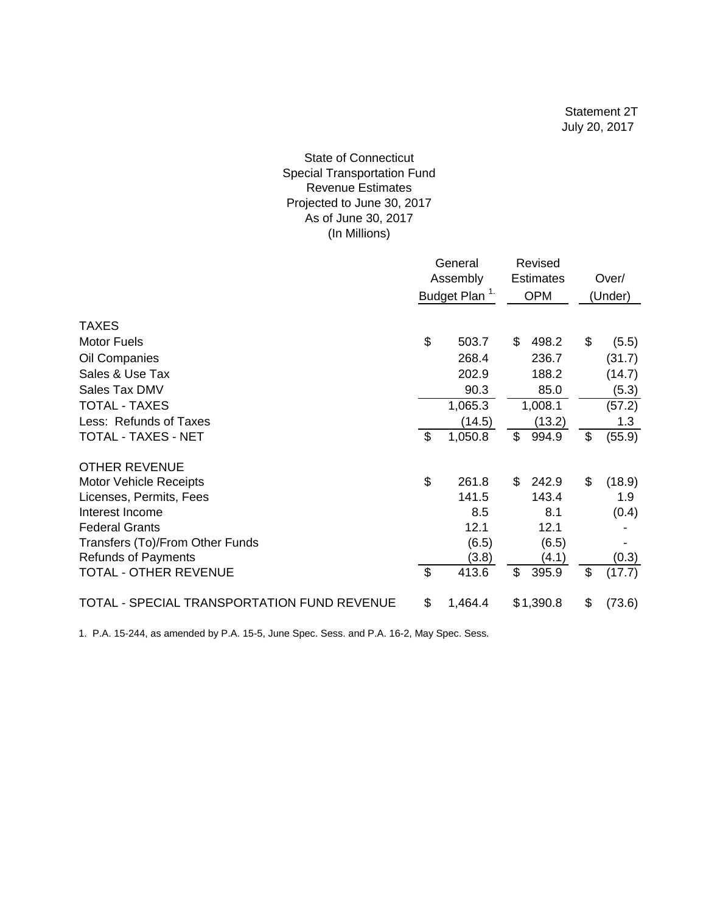Statement 2T
July 20, 2017

State of Connecticut
Special Transportation Fund
Revenue Estimates
Projected to June 30, 2017
As of June 30, 2017
(In Millions)

| | General Assembly Budget Plan [1.] | Revised Estimates OPM | Over/ (Under) |
|---|---|---|---|
| **TAXES** | | | |
| Motor Fuels | $ 503.7 | $ 498.2 | $ (5.5) |
| Oil Companies | 268.4 | 236.7 | (31.7) |
| Sales & Use Tax | 202.9 | 188.2 | (14.7) |
| Sales Tax DMV | 90.3 | 85.0 | (5.3) |
| TOTAL - TAXES | 1,065.3 | 1,008.1 | (57.2) |
| Less: Refunds of Taxes | (14.5) | (13.2) | 1.3 |
| TOTAL - TAXES - NET | $ 1,050.8 | $ 994.9 | $ (55.9) |
| **OTHER REVENUE** | | | |
| Motor Vehicle Receipts | $ 261.8 | $ 242.9 | $ (18.9) |
| Licenses, Permits, Fees | 141.5 | 143.4 | 1.9 |
| Interest Income | 8.5 | 8.1 | (0.4) |
| Federal Grants | 12.1 | 12.1 | - |
| Transfers (To)/From Other Funds | (6.5) | (6.5) | - |
| Refunds of Payments | (3.8) | (4.1) | (0.3) |
| TOTAL - OTHER REVENUE | $ 413.6 | $ 395.9 | $ (17.7) |
| TOTAL - SPECIAL TRANSPORTATION FUND REVENUE | $ 1,464.4 | $ 1,390.8 | $ (73.6) |

1. P.A. 15-244, as amended by P.A. 15-5, June Spec. Sess. and P.A. 16-2, May Spec. Sess.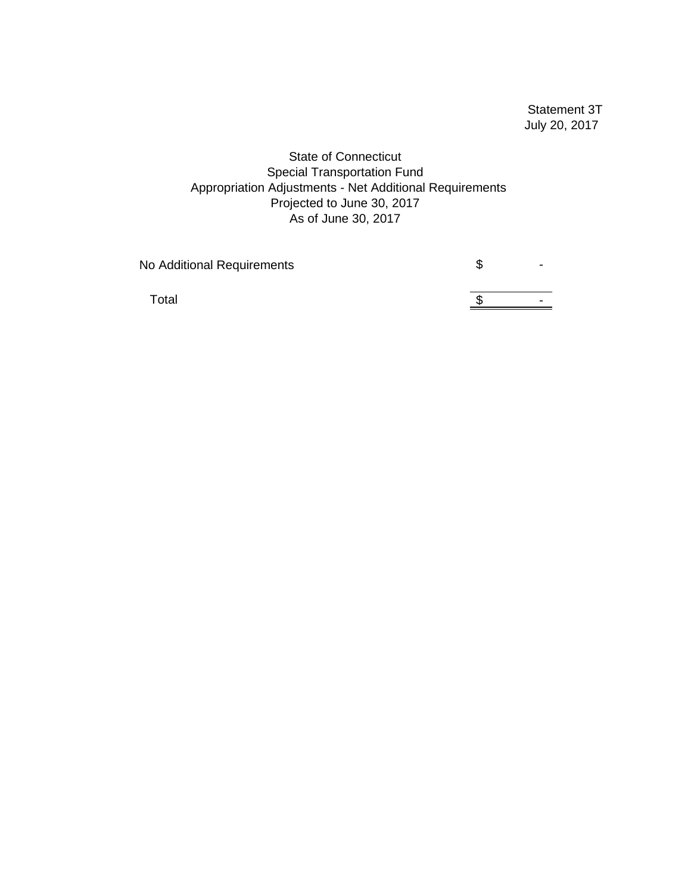Statement 3T
July 20, 2017

State of Connecticut
Special Transportation Fund
Appropriation Adjustments - Net Additional Requirements
Projected to June 30, 2017
As of June 30, 2017

| | |
|---|---|
| No Additional Requirements | $ - |
| Total | $ - |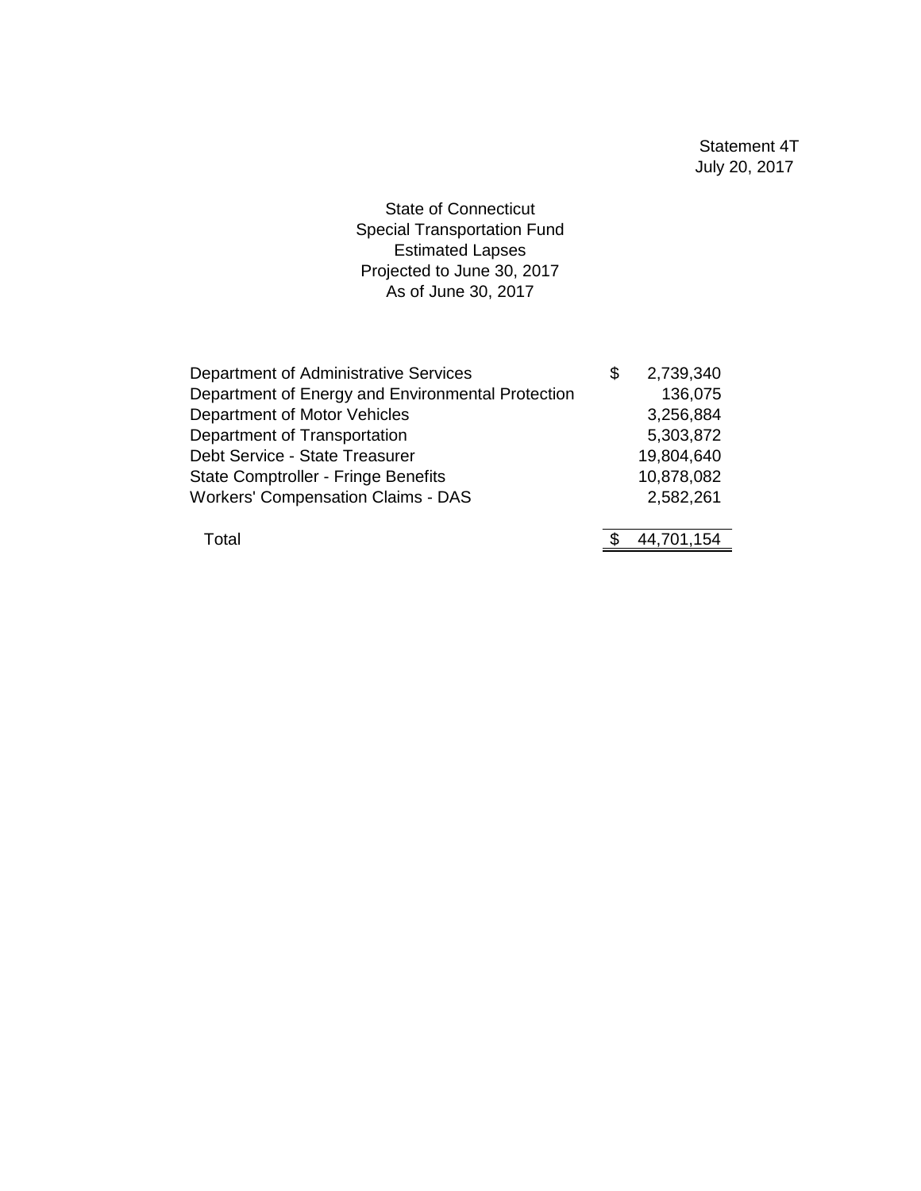Statement 4T
July 20, 2017

State of Connecticut
Special Transportation Fund
Estimated Lapses
Projected to June 30, 2017
As of June 30, 2017

| | |
|---|---|
| Department of Administrative Services | $ 2,739,340 |
| Department of Energy and Environmental Protection | 136,075 |
| Department of Motor Vehicles | 3,256,884 |
| Department of Transportation | 5,303,872 |
| Debt Service - State Treasurer | 19,804,640 |
| State Comptroller - Fringe Benefits | 10,878,082 |
| Workers' Compensation Claims - DAS | 2,582,261 |
| Total | $ 44,701,154 |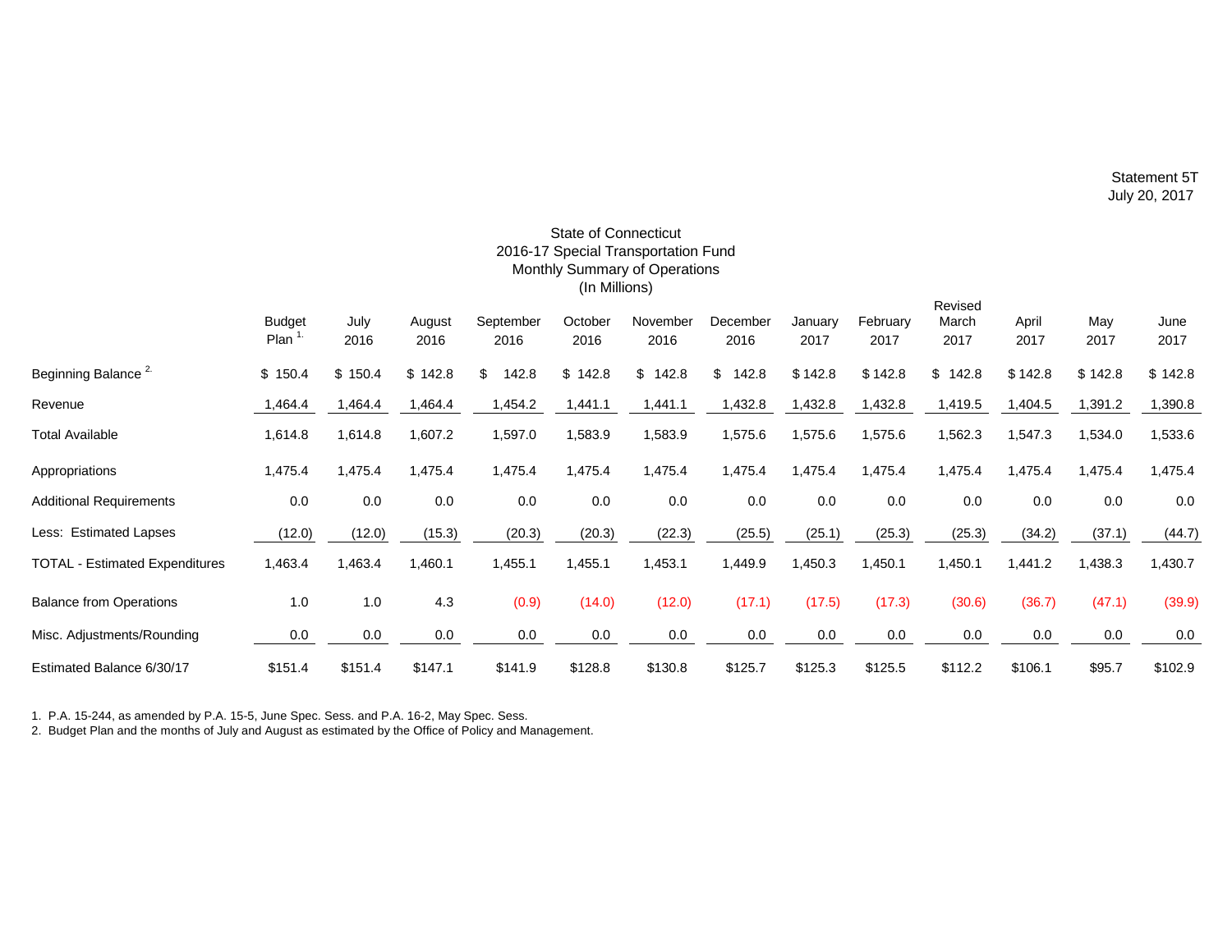Statement 5T
July 20, 2017

State of Connecticut
2016-17 Special Transportation Fund
Monthly Summary of Operations
(In Millions)

| | Budget Plan [1.] | July 2016 | August 2016 | September 2016 | October 2016 | November 2016 | December 2016 | January 2017 | February 2017 | Revised March 2017 | April 2017 | May 2017 | June 2017 |
|---|---|---|---|---|---|---|---|---|---|---|---|---|---|
| Beginning Balance [2.] | $ 150.4 | $ 150.4 | $ 142.8 | $ 142.8 | $ 142.8 | $ 142.8 | $ 142.8 | $ 142.8 | $ 142.8 | $ 142.8 | $ 142.8 | $ 142.8 | $ 142.8 |
| Revenue | 1,464.4 | 1,464.4 | 1,464.4 | 1,454.2 | 1,441.1 | 1,441.1 | 1,432.8 | 1,432.8 | 1,432.8 | 1,419.5 | 1,404.5 | 1,391.2 | 1,390.8 |
| Total Available | 1,614.8 | 1,614.8 | 1,607.2 | 1,597.0 | 1,583.9 | 1,583.9 | 1,575.6 | 1,575.6 | 1,575.6 | 1,562.3 | 1,547.3 | 1,534.0 | 1,533.6 |
| Appropriations | 1,475.4 | 1,475.4 | 1,475.4 | 1,475.4 | 1,475.4 | 1,475.4 | 1,475.4 | 1,475.4 | 1,475.4 | 1,475.4 | 1,475.4 | 1,475.4 | 1,475.4 |
| Additional Requirements | 0.0 | 0.0 | 0.0 | 0.0 | 0.0 | 0.0 | 0.0 | 0.0 | 0.0 | 0.0 | 0.0 | 0.0 | 0.0 |
| Less: Estimated Lapses | (12.0) | (12.0) | (15.3) | (20.3) | (20.3) | (22.3) | (25.5) | (25.1) | (25.3) | (25.3) | (34.2) | (37.1) | (44.7) |
| TOTAL - Estimated Expenditures | 1,463.4 | 1,463.4 | 1,460.1 | 1,455.1 | 1,455.1 | 1,453.1 | 1,449.9 | 1,450.3 | 1,450.1 | 1,450.1 | 1,441.2 | 1,438.3 | 1,430.7 |
| Balance from Operations | 1.0 | 1.0 | 4.3 | (0.9) | (14.0) | (12.0) | (17.1) | (17.5) | (17.3) | (30.6) | (36.7) | (47.1) | (39.9) |
| Misc. Adjustments/Rounding | 0.0 | 0.0 | 0.0 | 0.0 | 0.0 | 0.0 | 0.0 | 0.0 | 0.0 | 0.0 | 0.0 | 0.0 | 0.0 |
| Estimated Balance 6/30/17 | $151.4 | $151.4 | $147.1 | $141.9 | $128.8 | $130.8 | $125.7 | $125.3 | $125.5 | $112.2 | $106.1 | $95.7 | $102.9 |

1. P.A. 15-244, as amended by P.A. 15-5, June Spec. Sess. and P.A. 16-2, May Spec. Sess.
2. Budget Plan and the months of July and August as estimated by the Office of Policy and Management.